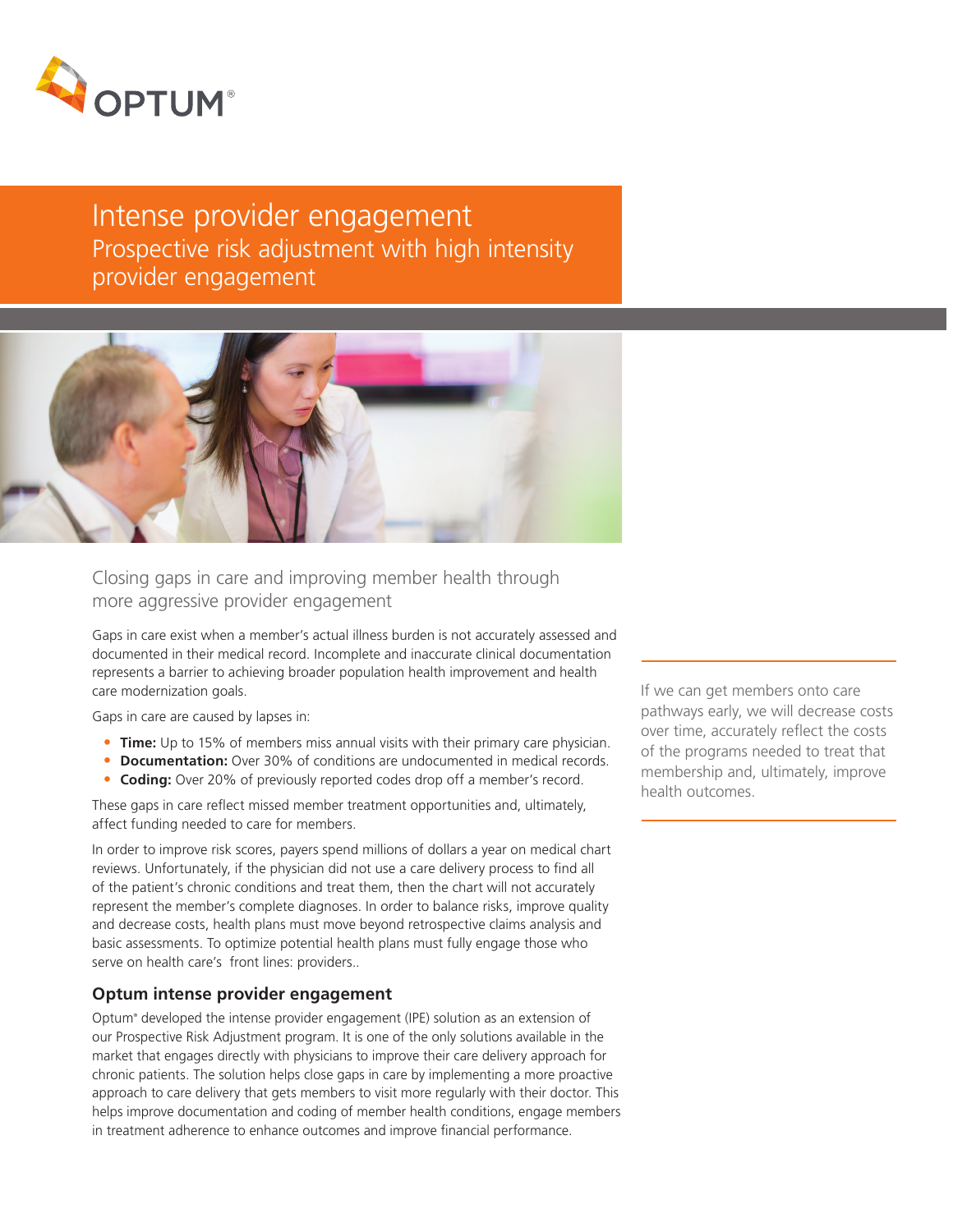OPTUM®

# Intense provider engagement

## Prospective risk adjustment with high intensity provider engagement

### Closing gaps in care and improving member health through more aggressive provider engagement

Gaps in care exist when a member's actual illness burden is not accurately assessed and documented in their medical record. Incomplete and inaccurate clinical documentation represents a barrier to achieving broader population health improvement and health care modernization goals.

Gaps in care are caused by lapses in:

- **Time:** Up to 15% of members miss annual visits with their primary care physician.
- **Documentation:** Over 30% of conditions are undocumented in medical records.
- **Coding:** Over 20% of previously reported codes drop off a member's record.

These gaps in care reflect missed member treatment opportunities and, ultimately, affect funding needed to care for members.

In order to improve risk scores, payers spend millions of dollars a year on medical chart reviews. Unfortunately, if the physician did not use a care delivery process to find all of the patient's chronic conditions and treat them, then the chart will not accurately represent the member's complete diagnoses. In order to balance risks, improve quality and decrease costs, health plans must move beyond retrospective claims analysis and basic assessments. To optimize potential health plans must fully engage those who serve on health care's front lines: providers..

> If we can get members onto care pathways early, we will decrease costs over time, accurately reflect the costs of the programs needed to treat that membership and, ultimately, improve health outcomes.

### Optum intense provider engagement

Optum® developed the intense provider engagement (IPE) solution as an extension of our Prospective Risk Adjustment program. It is one of the only solutions available in the market that engages directly with physicians to improve their care delivery approach for chronic patients. The solution helps close gaps in care by implementing a more proactive approach to care delivery that gets members to visit more regularly with their doctor. This helps improve documentation and coding of member health conditions, engage members in treatment adherence to enhance outcomes and improve financial performance.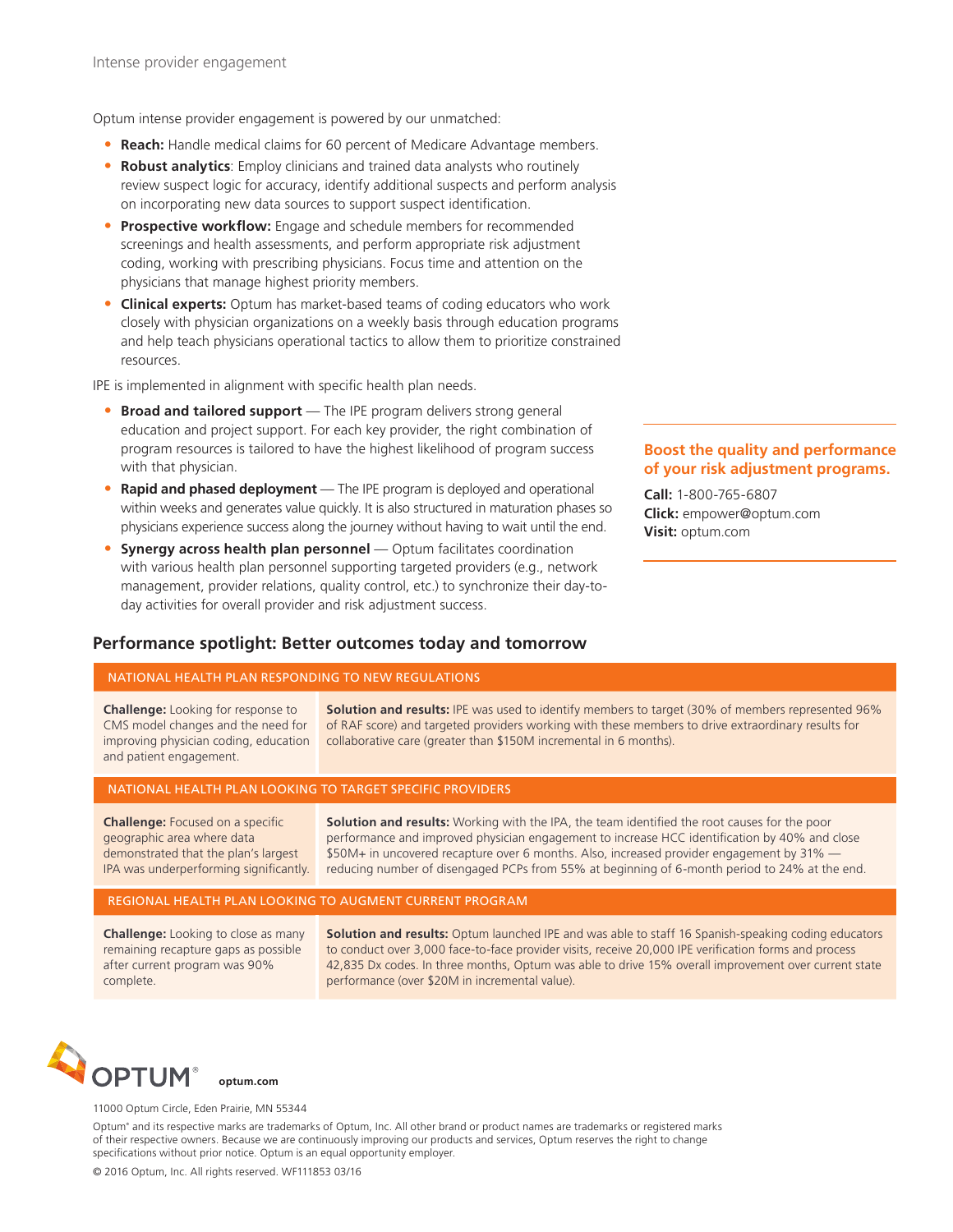Intense provider engagement

Optum intense provider engagement is powered by our unmatched:

- **Reach:** Handle medical claims for 60 percent of Medicare Advantage members.
- **Robust analytics**: Employ clinicians and trained data analysts who routinely review suspect logic for accuracy, identify additional suspects and perform analysis on incorporating new data sources to support suspect identification.
- **Prospective workflow:** Engage and schedule members for recommended screenings and health assessments, and perform appropriate risk adjustment coding, working with prescribing physicians. Focus time and attention on the physicians that manage highest priority members.
- **Clinical experts:** Optum has market-based teams of coding educators who work closely with physician organizations on a weekly basis through education programs and help teach physicians operational tactics to allow them to prioritize constrained resources.

IPE is implemented in alignment with specific health plan needs.

- **Broad and tailored support** — The IPE program delivers strong general education and project support. For each key provider, the right combination of program resources is tailored to have the highest likelihood of program success with that physician.
- **Rapid and phased deployment** — The IPE program is deployed and operational within weeks and generates value quickly. It is also structured in maturation phases so physicians experience success along the journey without having to wait until the end.
- **Synergy across health plan personnel** — Optum facilitates coordination with various health plan personnel supporting targeted providers (e.g., network management, provider relations, quality control, etc.) to synchronize their day-to-day activities for overall provider and risk adjustment success.

**Boost the quality and performance of your risk adjustment programs.**

**Call:** 1-800-765-6807
**Click:** empower@optum.com
**Visit:** optum.com

## Performance spotlight: Better outcomes today and tomorrow

### NATIONAL HEALTH PLAN RESPONDING TO NEW REGULATIONS

| | |
|---|---|
| **Challenge:** Looking for response to CMS model changes and the need for improving physician coding, education and patient engagement. | **Solution and results:** IPE was used to identify members to target (30% of members represented 96% of RAF score) and targeted providers working with these members to drive extraordinary results for collaborative care (greater than $150M incremental in 6 months). |

### NATIONAL HEALTH PLAN LOOKING TO TARGET SPECIFIC PROVIDERS

| | |
|---|---|
| **Challenge:** Focused on a specific geographic area where data demonstrated that the plan's largest IPA was underperforming significantly. | **Solution and results:** Working with the IPA, the team identified the root causes for the poor performance and improved physician engagement to increase HCC identification by 40% and close $50M+ in uncovered recapture over 6 months. Also, increased provider engagement by 31% — reducing number of disengaged PCPs from 55% at beginning of 6-month period to 24% at the end. |

### REGIONAL HEALTH PLAN LOOKING TO AUGMENT CURRENT PROGRAM

| | |
|---|---|
| **Challenge:** Looking to close as many remaining recapture gaps as possible after current program was 90% complete. | **Solution and results:** Optum launched IPE and was able to staff 16 Spanish-speaking coding educators to conduct over 3,000 face-to-face provider visits, receive 20,000 IPE verification forms and process 42,835 Dx codes. In three months, Optum was able to drive 15% overall improvement over current state performance (over $20M in incremental value). |

OPTUM® **optum.com**

11000 Optum Circle, Eden Prairie, MN 55344

Optum® and its respective marks are trademarks of Optum, Inc. All other brand or product names are trademarks or registered marks of their respective owners. Because we are continuously improving our products and services, Optum reserves the right to change specifications without prior notice. Optum is an equal opportunity employer.

© 2016 Optum, Inc. All rights reserved. WF111853 03/16